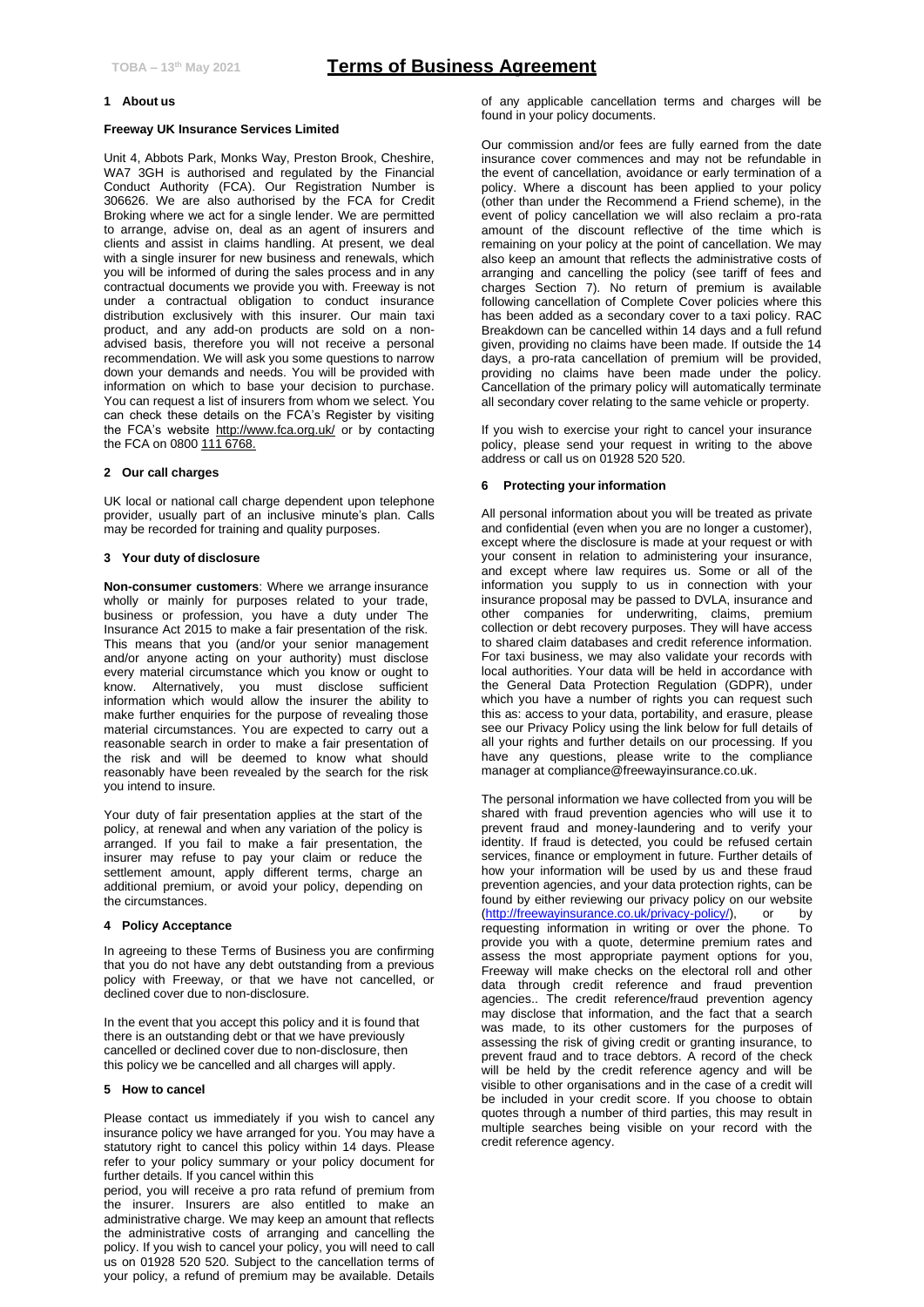# Terms of Business Agreement

TOBA – 13th May 2021

## 1 About us

**Freeway UK Insurance Services Limited**

Unit 4, Abbots Park, Monks Way, Preston Brook, Cheshire, WA7 3GH is authorised and regulated by the Financial Conduct Authority (FCA). Our Registration Number is 306626. We are also authorised by the FCA for Credit Broking where we act for a single lender. We are permitted to arrange, advise on, deal as an agent of insurers and clients and assist in claims handling. At present, we deal with a single insurer for new business and renewals, which you will be informed of during the sales process and in any contractual documents we provide you with. Freeway is not under a contractual obligation to conduct insurance distribution exclusively with this insurer. Our main taxi product, and any add-on products are sold on a non-advised basis, therefore you will not receive a personal recommendation. We will ask you some questions to narrow down your demands and needs. You will be provided with information on which to base your decision to purchase. You can request a list of insurers from whom we select. You can check these details on the FCA's Register by visiting the FCA's website http://www.fca.org.uk/ or by contacting the FCA on 0800 111 6768.

## 2 Our call charges

UK local or national call charge dependent upon telephone provider, usually part of an inclusive minute's plan. Calls may be recorded for training and quality purposes.

## 3 Your duty of disclosure

**Non-consumer customers**: Where we arrange insurance wholly or mainly for purposes related to your trade, business or profession, you have a duty under The Insurance Act 2015 to make a fair presentation of the risk. This means that you (and/or your senior management and/or anyone acting on your authority) must disclose every material circumstance which you know or ought to know. Alternatively, you must disclose sufficient information which would allow the insurer the ability to make further enquiries for the purpose of revealing those material circumstances. You are expected to carry out a reasonable search in order to make a fair presentation of the risk and will be deemed to know what should reasonably have been revealed by the search for the risk you intend to insure.

Your duty of fair presentation applies at the start of the policy, at renewal and when any variation of the policy is arranged. If you fail to make a fair presentation, the insurer may refuse to pay your claim or reduce the settlement amount, apply different terms, charge an additional premium, or avoid your policy, depending on the circumstances.

## 4 Policy Acceptance

In agreeing to these Terms of Business you are confirming that you do not have any debt outstanding from a previous policy with Freeway, or that we have not cancelled, or declined cover due to non-disclosure.

In the event that you accept this policy and it is found that there is an outstanding debt or that we have previously cancelled or declined cover due to non-disclosure, then this policy we be cancelled and all charges will apply.

## 5 How to cancel

Please contact us immediately if you wish to cancel any insurance policy we have arranged for you. You may have a statutory right to cancel this policy within 14 days. Please refer to your policy summary or your policy document for further details. If you cancel within this period, you will receive a pro rata refund of premium from the insurer. Insurers are also entitled to make an administrative charge. We may keep an amount that reflects the administrative costs of arranging and cancelling the policy. If you wish to cancel your policy, you will need to call us on 01928 520 520. Subject to the cancellation terms of your policy, a refund of premium may be available. Details of any applicable cancellation terms and charges will be found in your policy documents.

Our commission and/or fees are fully earned from the date insurance cover commences and may not be refundable in the event of cancellation, avoidance or early termination of a policy. Where a discount has been applied to your policy (other than under the Recommend a Friend scheme), in the event of policy cancellation we will also reclaim a pro-rata amount of the discount reflective of the time which is remaining on your policy at the point of cancellation. We may also keep an amount that reflects the administrative costs of arranging and cancelling the policy (see tariff of fees and charges Section 7). No return of premium is available following cancellation of Complete Cover policies where this has been added as a secondary cover to a taxi policy. RAC Breakdown can be cancelled within 14 days and a full refund given, providing no claims have been made. If outside the 14 days, a pro-rata cancellation of premium will be provided, providing no claims have been made under the policy. Cancellation of the primary policy will automatically terminate all secondary cover relating to the same vehicle or property.

If you wish to exercise your right to cancel your insurance policy, please send your request in writing to the above address or call us on 01928 520 520.

## 6 Protecting your information

All personal information about you will be treated as private and confidential (even when you are no longer a customer), except where the disclosure is made at your request or with your consent in relation to administering your insurance, and except where law requires us. Some or all of the information you supply to us in connection with your insurance proposal may be passed to DVLA, insurance and other companies for underwriting, claims, premium collection or debt recovery purposes. They will have access to shared claim databases and credit reference information. For taxi business, we may also validate your records with local authorities. Your data will be held in accordance with the General Data Protection Regulation (GDPR), under which you have a number of rights you can request such this as: access to your data, portability, and erasure, please see our Privacy Policy using the link below for full details of all your rights and further details on our processing. If you have any questions, please write to the compliance manager at compliance@freewayinsurance.co.uk.

The personal information we have collected from you will be shared with fraud prevention agencies who will use it to prevent fraud and money-laundering and to verify your identity. If fraud is detected, you could be refused certain services, finance or employment in future. Further details of how your information will be used by us and these fraud prevention agencies, and your data protection rights, can be found by either reviewing our privacy policy on our website (http://freewayinsurance.co.uk/privacy-policy/), or by requesting information in writing or over the phone. To provide you with a quote, determine premium rates and assess the most appropriate payment options for you, Freeway will make checks on the electoral roll and other data through credit reference and fraud prevention agencies.. The credit reference/fraud prevention agency may disclose that information, and the fact that a search was made, to its other customers for the purposes of assessing the risk of giving credit or granting insurance, to prevent fraud and to trace debtors. A record of the check will be held by the credit reference agency and will be visible to other organisations and in the case of a credit will be included in your credit score. If you choose to obtain quotes through a number of third parties, this may result in multiple searches being visible on your record with the credit reference agency.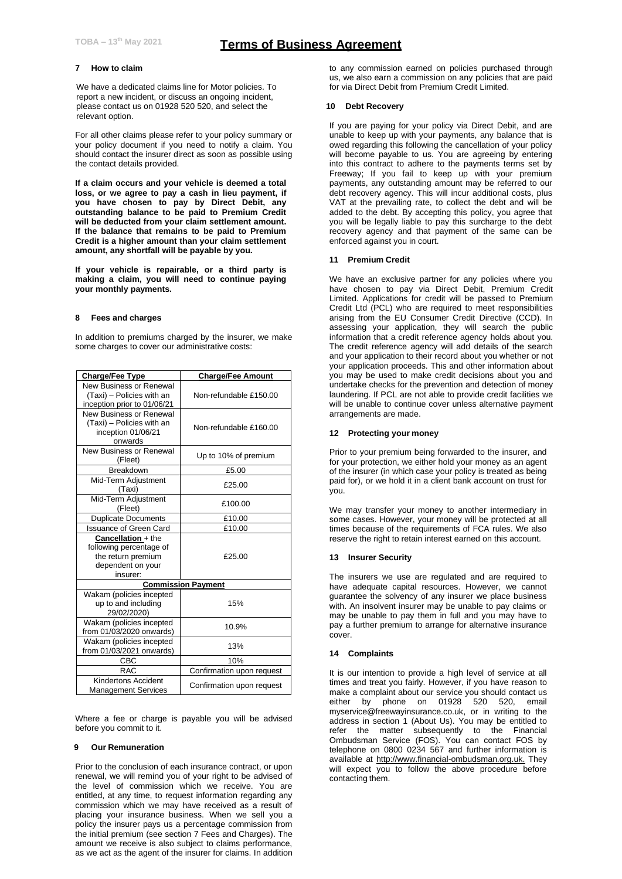## 7 How to claim

We have a dedicated claims line for Motor policies. To report a new incident, or discuss an ongoing incident, please contact us on 01928 520 520, and select the relevant option.

For all other claims please refer to your policy summary or your policy document if you need to notify a claim. You should contact the insurer direct as soon as possible using the contact details provided.

**If a claim occurs and your vehicle is deemed a total loss, or we agree to pay a cash in lieu payment, if you have chosen to pay by Direct Debit, any outstanding balance to be paid to Premium Credit will be deducted from your claim settlement amount. If the balance that remains to be paid to Premium Credit is a higher amount than your claim settlement amount, any shortfall will be payable by you.**

**If your vehicle is repairable, or a third party is making a claim, you will need to continue paying your monthly payments.**

## 8 Fees and charges

In addition to premiums charged by the insurer, we make some charges to cover our administrative costs:

| Charge/Fee Type | Charge/Fee Amount |
|---|---|
| New Business or Renewal (Taxi) – Policies with an inception prior to 01/06/21 | Non-refundable £150.00 |
| New Business or Renewal (Taxi) – Policies with an inception 01/06/21 onwards | Non-refundable £160.00 |
| New Business or Renewal (Fleet) | Up to 10% of premium |
| Breakdown | £5.00 |
| Mid-Term Adjustment (Taxi) | £25.00 |
| Mid-Term Adjustment (Fleet) | £100.00 |
| Duplicate Documents | £10.00 |
| Issuance of Green Card | £10.00 |
| **Cancellation** + the following percentage of the return premium dependent on your insurer: | £25.00 |
| **Commission Payment** | |
| Wakam (policies incepted up to and including 29/02/2020) | 15% |
| Wakam (policies incepted from 01/03/2020 onwards) | 10.9% |
| Wakam (policies incepted from 01/03/2021 onwards) | 13% |
| CBC | 10% |
| RAC | Confirmation upon request |
| Kindertons Accident Management Services | Confirmation upon request |

Where a fee or charge is payable you will be advised before you commit to it.

## 9 Our Remuneration

Prior to the conclusion of each insurance contract, or upon renewal, we will remind you of your right to be advised of the level of commission which we receive. You are entitled, at any time, to request information regarding any commission which we may have received as a result of placing your insurance business. When we sell you a policy the insurer pays us a percentage commission from the initial premium (see section 7 Fees and Charges). The amount we receive is also subject to claims performance, as we act as the agent of the insurer for claims. In addition to any commission earned on policies purchased through us, we also earn a commission on any policies that are paid for via Direct Debit from Premium Credit Limited.

## 10 Debt Recovery

If you are paying for your policy via Direct Debit, and are unable to keep up with your payments, any balance that is owed regarding this following the cancellation of your policy will become payable to us. You are agreeing by entering into this contract to adhere to the payments terms set by Freeway; If you fail to keep up with your premium payments, any outstanding amount may be referred to our debt recovery agency. This will incur additional costs, plus VAT at the prevailing rate, to collect the debt and will be added to the debt. By accepting this policy, you agree that you will be legally liable to pay this surcharge to the debt recovery agency and that payment of the same can be enforced against you in court.

## 11 Premium Credit

We have an exclusive partner for any policies where you have chosen to pay via Direct Debit, Premium Credit Limited. Applications for credit will be passed to Premium Credit Ltd (PCL) who are required to meet responsibilities arising from the EU Consumer Credit Directive (CCD). In assessing your application, they will search the public information that a credit reference agency holds about you. The credit reference agency will add details of the search and your application to their record about you whether or not your application proceeds. This and other information about you may be used to make credit decisions about you and undertake checks for the prevention and detection of money laundering. If PCL are not able to provide credit facilities we will be unable to continue cover unless alternative payment arrangements are made.

## 12 Protecting your money

Prior to your premium being forwarded to the insurer, and for your protection, we either hold your money as an agent of the insurer (in which case your policy is treated as being paid for), or we hold it in a client bank account on trust for you.

We may transfer your money to another intermediary in some cases. However, your money will be protected at all times because of the requirements of FCA rules. We also reserve the right to retain interest earned on this account.

## 13 Insurer Security

The insurers we use are regulated and are required to have adequate capital resources. However, we cannot guarantee the solvency of any insurer we place business with. An insolvent insurer may be unable to pay claims or may be unable to pay them in full and you may have to pay a further premium to arrange for alternative insurance cover.

## 14 Complaints

It is our intention to provide a high level of service at all times and treat you fairly. However, if you have reason to make a complaint about our service you should contact us either by phone on 01928 520 520, email myservice@freewayinsurance.co.uk, or in writing to the address in section 1 (About Us). You may be entitled to refer the matter subsequently to the Financial Ombudsman Service (FOS). You can contact FOS by telephone on 0800 0234 567 and further information is available at http://www.financial-ombudsman.org.uk. They will expect you to follow the above procedure before contacting them.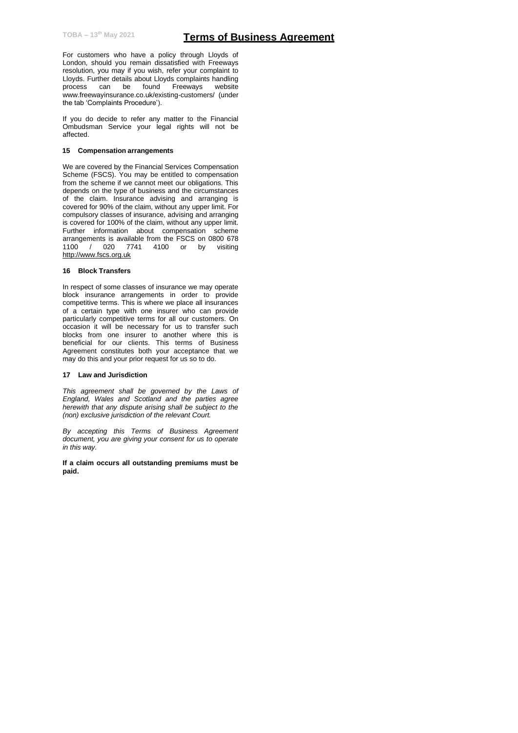For customers who have a policy through Lloyds of London, should you remain dissatisfied with Freeways resolution, you may if you wish, refer your complaint to Lloyds. Further details about Lloyds complaints handling process can be found Freeways website www.freewayinsurance.co.uk/existing-customers/ (under the tab 'Complaints Procedure').

If you do decide to refer any matter to the Financial Ombudsman Service your legal rights will not be affected.

### 15 Compensation arrangements

We are covered by the Financial Services Compensation Scheme (FSCS). You may be entitled to compensation from the scheme if we cannot meet our obligations. This depends on the type of business and the circumstances of the claim. Insurance advising and arranging is covered for 90% of the claim, without any upper limit. For compulsory classes of insurance, advising and arranging is covered for 100% of the claim, without any upper limit. Further information about compensation scheme arrangements is available from the FSCS on 0800 678 1100 / 020 7741 4100 or by visiting http://www.fscs.org.uk

### 16 Block Transfers

In respect of some classes of insurance we may operate block insurance arrangements in order to provide competitive terms. This is where we place all insurances of a certain type with one insurer who can provide particularly competitive terms for all our customers. On occasion it will be necessary for us to transfer such blocks from one insurer to another where this is beneficial for our clients. This terms of Business Agreement constitutes both your acceptance that we may do this and your prior request for us so to do.

### 17 Law and Jurisdiction

*This agreement shall be governed by the Laws of England, Wales and Scotland and the parties agree herewith that any dispute arising shall be subject to the (non) exclusive jurisdiction of the relevant Court.*

*By accepting this Terms of Business Agreement document, you are giving your consent for us to operate in this way.*

**If a claim occurs all outstanding premiums must be paid.**